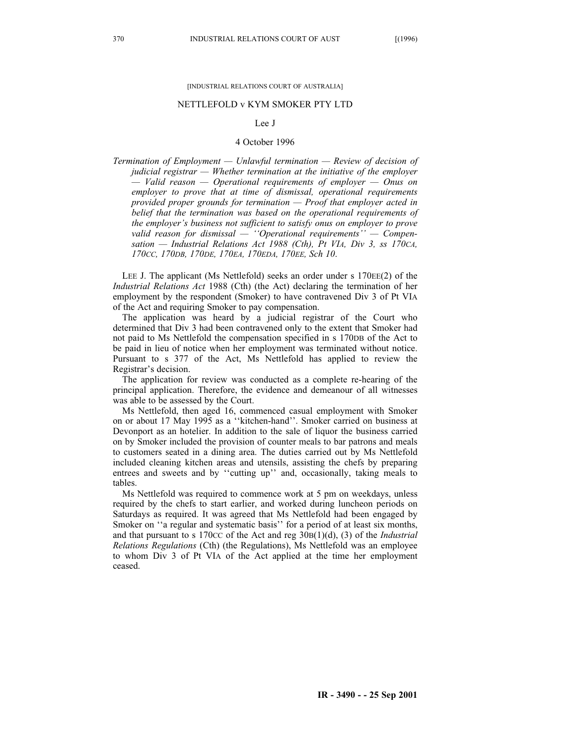[INDUSTRIAL RELATIONS COURT OF AUSTRALIA]

# NETTLEFOLD v KYM SMOKER PTY LTD

Lee J

4 October 1996

*Termination of Employment — Unlawful termination — Review of decision of judicial registrar — Whether termination at the initiative of the employer — Valid reason — Operational requirements of employer — Onus on employer to prove that at time of dismissal, operational requirements provided proper grounds for termination — Proof that employer acted in belief that the termination was based on the operational requirements of the employer's business not sufficient to satisfy onus on employer to prove valid reason for dismissal — ''Operational requirements'' — Compensation — Industrial Relations Act 1988 (Cth), Pt VIA, Div 3, ss 170CA, 170CC, 170DB, 170DE, 170EA, 170EDA, 170EE, Sch 10.*

LEE J. The applicant (Ms Nettlefold) seeks an order under s 170EE(2) of the *Industrial Relations Act* 1988 (Cth) (the Act) declaring the termination of her employment by the respondent (Smoker) to have contravened Div 3 of Pt VIA of the Act and requiring Smoker to pay compensation.

The application was heard by a judicial registrar of the Court who determined that Div 3 had been contravened only to the extent that Smoker had not paid to Ms Nettlefold the compensation specified in s 170DB of the Act to be paid in lieu of notice when her employment was terminated without notice. Pursuant to s 377 of the Act, Ms Nettlefold has applied to review the Registrar's decision.

The application for review was conducted as a complete re-hearing of the principal application. Therefore, the evidence and demeanour of all witnesses was able to be assessed by the Court.

Ms Nettlefold, then aged 16, commenced casual employment with Smoker on or about 17 May 1995 as a ''kitchen-hand''. Smoker carried on business at Devonport as an hotelier. In addition to the sale of liquor the business carried on by Smoker included the provision of counter meals to bar patrons and meals to customers seated in a dining area. The duties carried out by Ms Nettlefold included cleaning kitchen areas and utensils, assisting the chefs by preparing entrees and sweets and by ''cutting up'' and, occasionally, taking meals to tables.

Ms Nettlefold was required to commence work at 5 pm on weekdays, unless required by the chefs to start earlier, and worked during luncheon periods on Saturdays as required. It was agreed that Ms Nettlefold had been engaged by Smoker on ''a regular and systematic basis'' for a period of at least six months, and that pursuant to s 170CC of the Act and reg 30B(1)(d), (3) of the *Industrial Relations Regulations* (Cth) (the Regulations), Ms Nettlefold was an employee to whom Div 3 of Pt VIA of the Act applied at the time her employment ceased.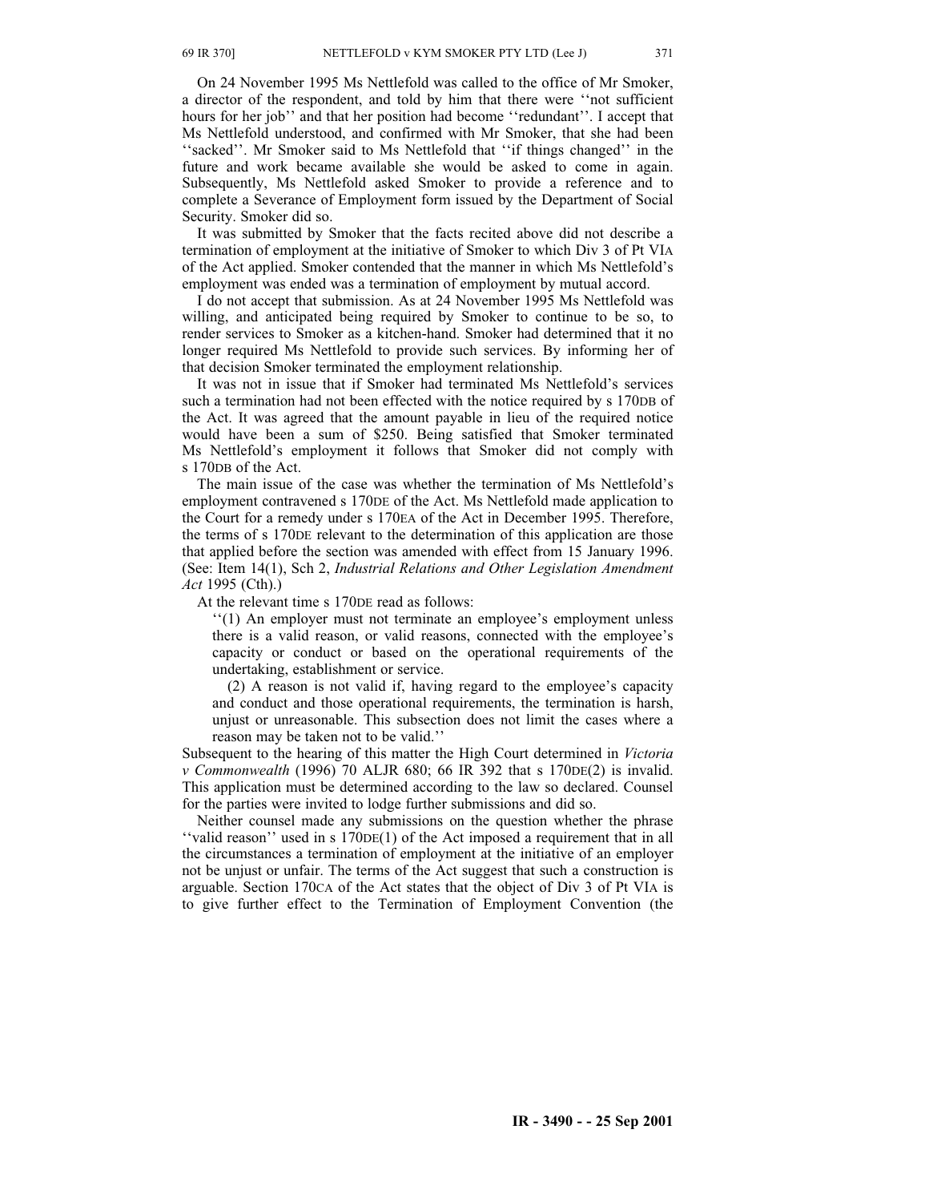On 24 November 1995 Ms Nettlefold was called to the office of Mr Smoker, a director of the respondent, and told by him that there were ''not sufficient hours for her job'' and that her position had become ''redundant''. I accept that Ms Nettlefold understood, and confirmed with Mr Smoker, that she had been ''sacked''. Mr Smoker said to Ms Nettlefold that ''if things changed'' in the future and work became available she would be asked to come in again. Subsequently, Ms Nettlefold asked Smoker to provide a reference and to complete a Severance of Employment form issued by the Department of Social Security. Smoker did so.

It was submitted by Smoker that the facts recited above did not describe a termination of employment at the initiative of Smoker to which Div 3 of Pt VIA of the Act applied. Smoker contended that the manner in which Ms Nettlefold's employment was ended was a termination of employment by mutual accord.

I do not accept that submission. As at 24 November 1995 Ms Nettlefold was willing, and anticipated being required by Smoker to continue to be so, to render services to Smoker as a kitchen-hand. Smoker had determined that it no longer required Ms Nettlefold to provide such services. By informing her of that decision Smoker terminated the employment relationship.

It was not in issue that if Smoker had terminated Ms Nettlefold's services such a termination had not been effected with the notice required by s 170DB of the Act. It was agreed that the amount payable in lieu of the required notice would have been a sum of $250. Being satisfied that Smoker terminated Ms Nettlefold's employment it follows that Smoker did not comply with s 170DB of the Act.

The main issue of the case was whether the termination of Ms Nettlefold's employment contravened s 170DE of the Act. Ms Nettlefold made application to the Court for a remedy under s 170EA of the Act in December 1995. Therefore, the terms of s 170DE relevant to the determination of this application are those that applied before the section was amended with effect from 15 January 1996. (See: Item 14(1), Sch 2, *Industrial Relations and Other Legislation Amendment Act* 1995 (Cth).)

At the relevant time s 170DE read as follows:

> ''(1) An employer must not terminate an employee's employment unless there is a valid reason, or valid reasons, connected with the employee's capacity or conduct or based on the operational requirements of the undertaking, establishment or service.
>
> (2) A reason is not valid if, having regard to the employee's capacity and conduct and those operational requirements, the termination is harsh, unjust or unreasonable. This subsection does not limit the cases where a reason may be taken not to be valid.''

Subsequent to the hearing of this matter the High Court determined in *Victoria v Commonwealth* (1996) 70 ALJR 680; 66 IR 392 that s 170DE(2) is invalid. This application must be determined according to the law so declared. Counsel for the parties were invited to lodge further submissions and did so.

Neither counsel made any submissions on the question whether the phrase ''valid reason'' used in s 170DE(1) of the Act imposed a requirement that in all the circumstances a termination of employment at the initiative of an employer not be unjust or unfair. The terms of the Act suggest that such a construction is arguable. Section 170CA of the Act states that the object of Div 3 of Pt VIA is to give further effect to the Termination of Employment Convention (the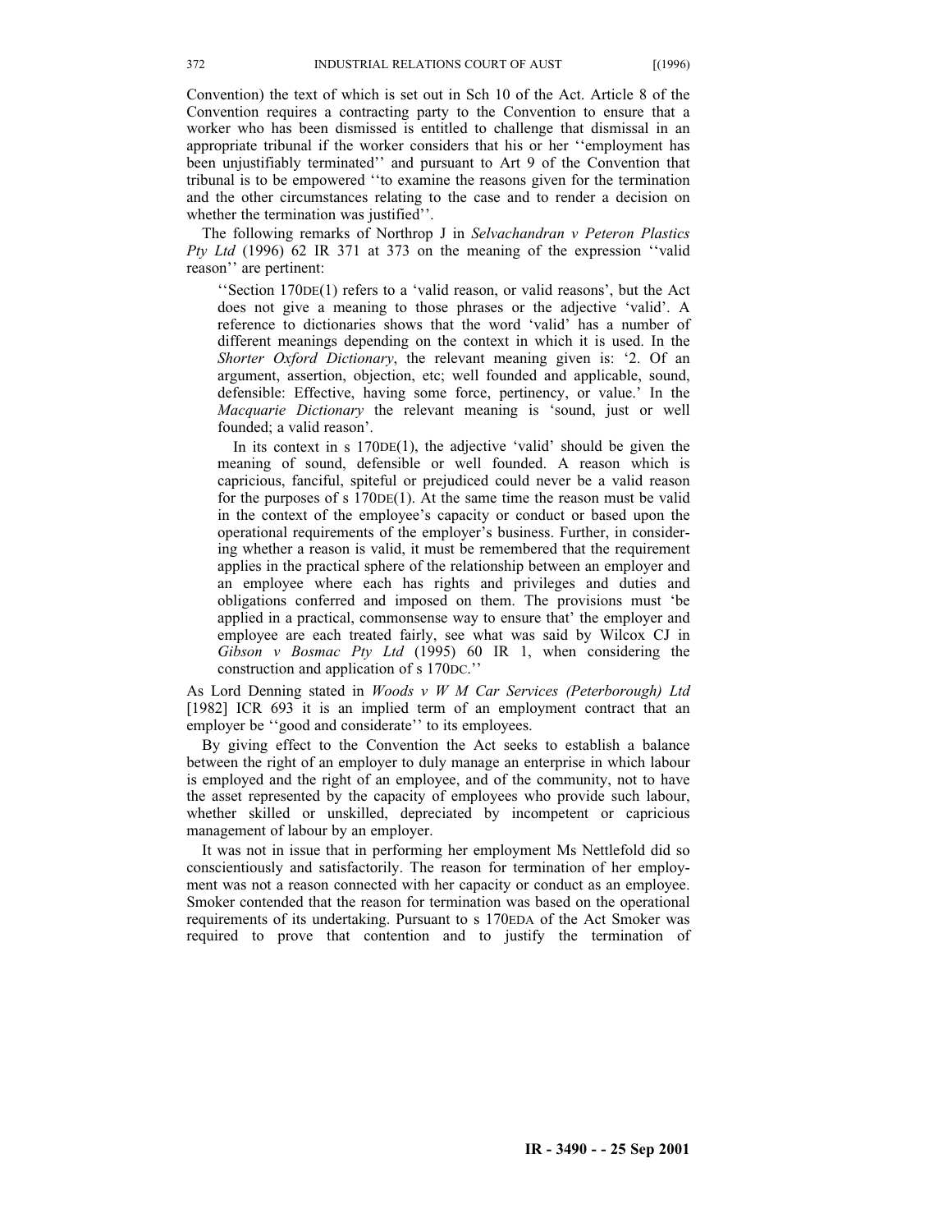Convention) the text of which is set out in Sch 10 of the Act. Article 8 of the Convention requires a contracting party to the Convention to ensure that a worker who has been dismissed is entitled to challenge that dismissal in an appropriate tribunal if the worker considers that his or her ''employment has been unjustifiably terminated'' and pursuant to Art 9 of the Convention that tribunal is to be empowered ''to examine the reasons given for the termination and the other circumstances relating to the case and to render a decision on whether the termination was justified''.

The following remarks of Northrop J in *Selvachandran v Peteron Plastics Pty Ltd* (1996) 62 IR 371 at 373 on the meaning of the expression ''valid reason'' are pertinent:

> ''Section 170DE(1) refers to a 'valid reason, or valid reasons', but the Act does not give a meaning to those phrases or the adjective 'valid'. A reference to dictionaries shows that the word 'valid' has a number of different meanings depending on the context in which it is used. In the *Shorter Oxford Dictionary*, the relevant meaning given is: '2. Of an argument, assertion, objection, etc; well founded and applicable, sound, defensible: Effective, having some force, pertinency, or value.' In the *Macquarie Dictionary* the relevant meaning is 'sound, just or well founded; a valid reason'.
>
> In its context in s 170DE(1), the adjective 'valid' should be given the meaning of sound, defensible or well founded. A reason which is capricious, fanciful, spiteful or prejudiced could never be a valid reason for the purposes of s 170DE(1). At the same time the reason must be valid in the context of the employee's capacity or conduct or based upon the operational requirements of the employer's business. Further, in considering whether a reason is valid, it must be remembered that the requirement applies in the practical sphere of the relationship between an employer and an employee where each has rights and privileges and duties and obligations conferred and imposed on them. The provisions must 'be applied in a practical, commonsense way to ensure that' the employer and employee are each treated fairly, see what was said by Wilcox CJ in *Gibson v Bosmac Pty Ltd* (1995) 60 IR 1, when considering the construction and application of s 170DC.''

As Lord Denning stated in *Woods v W M Car Services (Peterborough) Ltd* [1982] ICR 693 it is an implied term of an employment contract that an employer be ''good and considerate'' to its employees.

By giving effect to the Convention the Act seeks to establish a balance between the right of an employer to duly manage an enterprise in which labour is employed and the right of an employee, and of the community, not to have the asset represented by the capacity of employees who provide such labour, whether skilled or unskilled, depreciated by incompetent or capricious management of labour by an employer.

It was not in issue that in performing her employment Ms Nettlefold did so conscientiously and satisfactorily. The reason for termination of her employment was not a reason connected with her capacity or conduct as an employee. Smoker contended that the reason for termination was based on the operational requirements of its undertaking. Pursuant to s 170EDA of the Act Smoker was required to prove that contention and to justify the termination of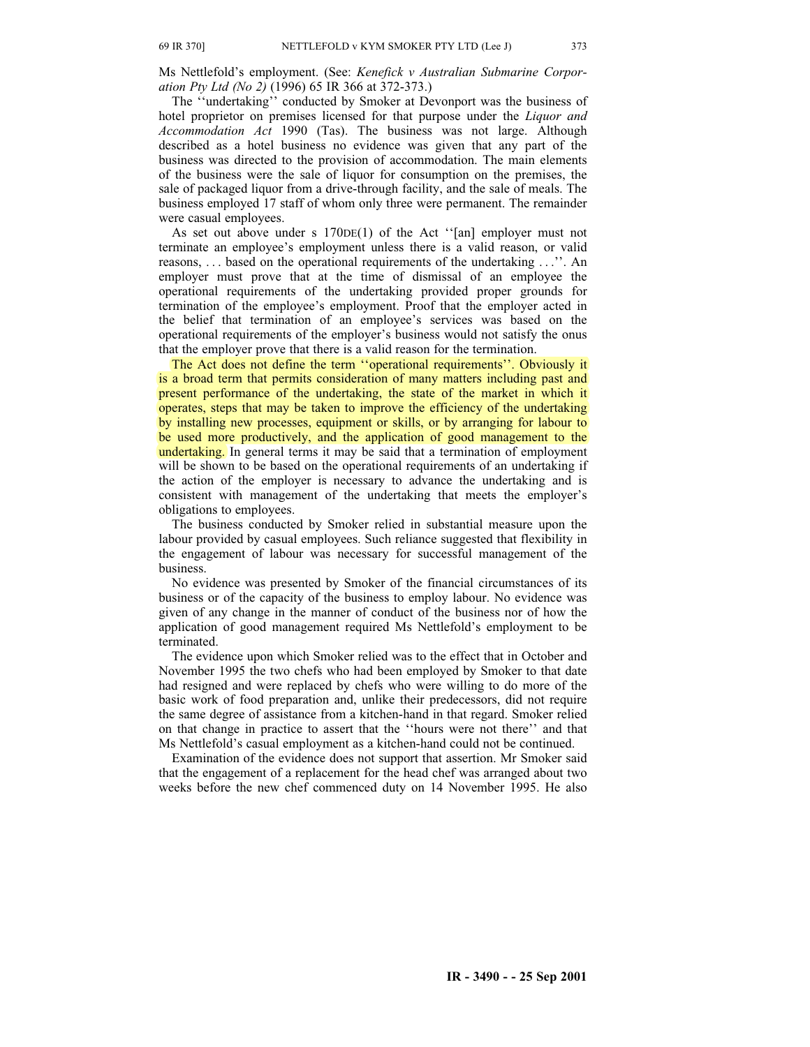Ms Nettlefold's employment. (See: *Kenefick v Australian Submarine Corporation Pty Ltd (No 2)* (1996) 65 IR 366 at 372-373.)

The ''undertaking'' conducted by Smoker at Devonport was the business of hotel proprietor on premises licensed for that purpose under the *Liquor and Accommodation Act* 1990 (Tas). The business was not large. Although described as a hotel business no evidence was given that any part of the business was directed to the provision of accommodation. The main elements of the business were the sale of liquor for consumption on the premises, the sale of packaged liquor from a drive-through facility, and the sale of meals. The business employed 17 staff of whom only three were permanent. The remainder were casual employees.

As set out above under s 170DE(1) of the Act ''[an] employer must not terminate an employee's employment unless there is a valid reason, or valid reasons, . . . based on the operational requirements of the undertaking . . .''. An employer must prove that at the time of dismissal of an employee the operational requirements of the undertaking provided proper grounds for termination of the employee's employment. Proof that the employer acted in the belief that termination of an employee's services was based on the operational requirements of the employer's business would not satisfy the onus that the employer prove that there is a valid reason for the termination.

The Act does not define the term ''operational requirements''. Obviously it is a broad term that permits consideration of many matters including past and present performance of the undertaking, the state of the market in which it operates, steps that may be taken to improve the efficiency of the undertaking by installing new processes, equipment or skills, or by arranging for labour to be used more productively, and the application of good management to the undertaking. In general terms it may be said that a termination of employment will be shown to be based on the operational requirements of an undertaking if the action of the employer is necessary to advance the undertaking and is consistent with management of the undertaking that meets the employer's obligations to employees.

The business conducted by Smoker relied in substantial measure upon the labour provided by casual employees. Such reliance suggested that flexibility in the engagement of labour was necessary for successful management of the business.

No evidence was presented by Smoker of the financial circumstances of its business or of the capacity of the business to employ labour. No evidence was given of any change in the manner of conduct of the business nor of how the application of good management required Ms Nettlefold's employment to be terminated.

The evidence upon which Smoker relied was to the effect that in October and November 1995 the two chefs who had been employed by Smoker to that date had resigned and were replaced by chefs who were willing to do more of the basic work of food preparation and, unlike their predecessors, did not require the same degree of assistance from a kitchen-hand in that regard. Smoker relied on that change in practice to assert that the ''hours were not there'' and that Ms Nettlefold's casual employment as a kitchen-hand could not be continued.

Examination of the evidence does not support that assertion. Mr Smoker said that the engagement of a replacement for the head chef was arranged about two weeks before the new chef commenced duty on 14 November 1995. He also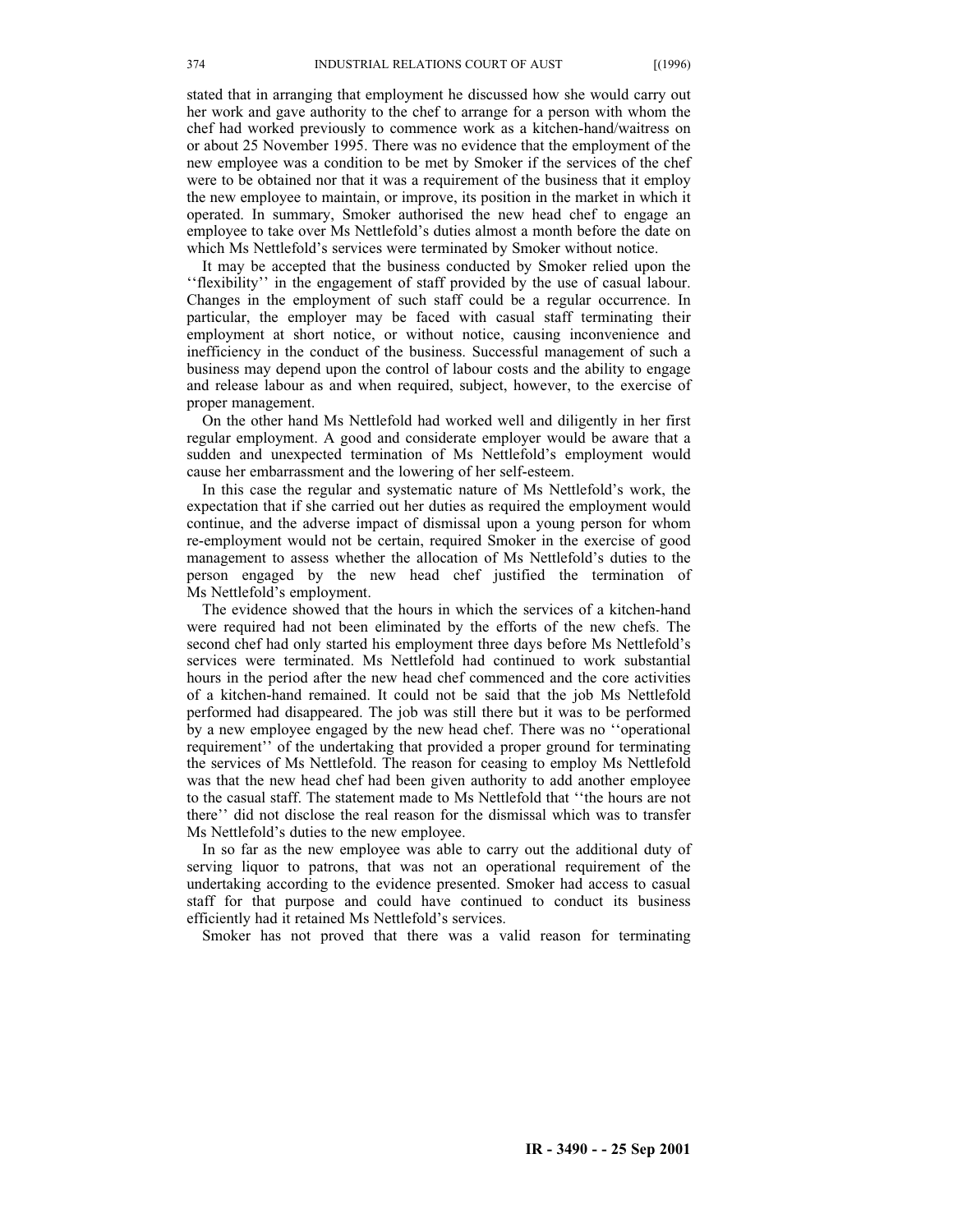stated that in arranging that employment he discussed how she would carry out her work and gave authority to the chef to arrange for a person with whom the chef had worked previously to commence work as a kitchen-hand/waitress on or about 25 November 1995. There was no evidence that the employment of the new employee was a condition to be met by Smoker if the services of the chef were to be obtained nor that it was a requirement of the business that it employ the new employee to maintain, or improve, its position in the market in which it operated. In summary, Smoker authorised the new head chef to engage an employee to take over Ms Nettlefold's duties almost a month before the date on which Ms Nettlefold's services were terminated by Smoker without notice.

It may be accepted that the business conducted by Smoker relied upon the ''flexibility'' in the engagement of staff provided by the use of casual labour. Changes in the employment of such staff could be a regular occurrence. In particular, the employer may be faced with casual staff terminating their employment at short notice, or without notice, causing inconvenience and inefficiency in the conduct of the business. Successful management of such a business may depend upon the control of labour costs and the ability to engage and release labour as and when required, subject, however, to the exercise of proper management.

On the other hand Ms Nettlefold had worked well and diligently in her first regular employment. A good and considerate employer would be aware that a sudden and unexpected termination of Ms Nettlefold's employment would cause her embarrassment and the lowering of her self-esteem.

In this case the regular and systematic nature of Ms Nettlefold's work, the expectation that if she carried out her duties as required the employment would continue, and the adverse impact of dismissal upon a young person for whom re-employment would not be certain, required Smoker in the exercise of good management to assess whether the allocation of Ms Nettlefold's duties to the person engaged by the new head chef justified the termination of Ms Nettlefold's employment.

The evidence showed that the hours in which the services of a kitchen-hand were required had not been eliminated by the efforts of the new chefs. The second chef had only started his employment three days before Ms Nettlefold's services were terminated. Ms Nettlefold had continued to work substantial hours in the period after the new head chef commenced and the core activities of a kitchen-hand remained. It could not be said that the job Ms Nettlefold performed had disappeared. The job was still there but it was to be performed by a new employee engaged by the new head chef. There was no ''operational requirement'' of the undertaking that provided a proper ground for terminating the services of Ms Nettlefold. The reason for ceasing to employ Ms Nettlefold was that the new head chef had been given authority to add another employee to the casual staff. The statement made to Ms Nettlefold that ''the hours are not there'' did not disclose the real reason for the dismissal which was to transfer Ms Nettlefold's duties to the new employee.

In so far as the new employee was able to carry out the additional duty of serving liquor to patrons, that was not an operational requirement of the undertaking according to the evidence presented. Smoker had access to casual staff for that purpose and could have continued to conduct its business efficiently had it retained Ms Nettlefold's services.

Smoker has not proved that there was a valid reason for terminating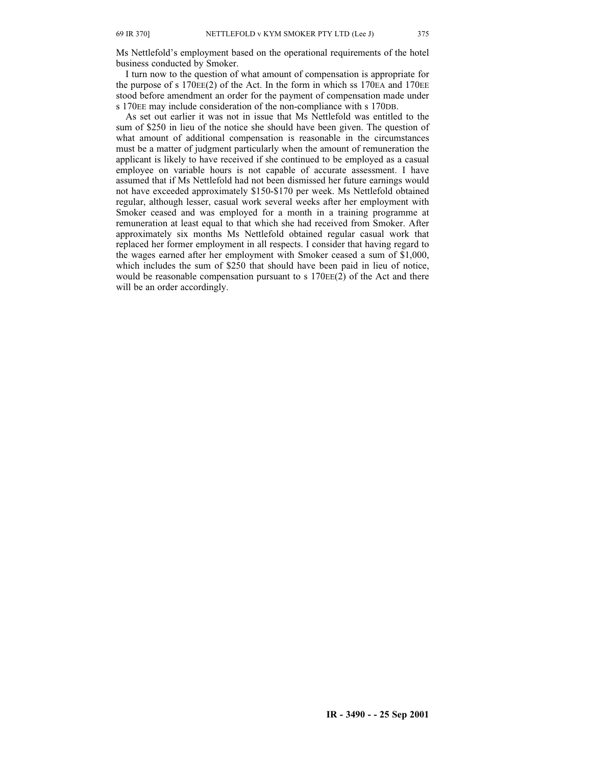Ms Nettlefold's employment based on the operational requirements of the hotel business conducted by Smoker.

I turn now to the question of what amount of compensation is appropriate for the purpose of s 170EE(2) of the Act. In the form in which ss 170EA and 170EE stood before amendment an order for the payment of compensation made under s 170EE may include consideration of the non-compliance with s 170DB.

As set out earlier it was not in issue that Ms Nettlefold was entitled to the sum of $250 in lieu of the notice she should have been given. The question of what amount of additional compensation is reasonable in the circumstances must be a matter of judgment particularly when the amount of remuneration the applicant is likely to have received if she continued to be employed as a casual employee on variable hours is not capable of accurate assessment. I have assumed that if Ms Nettlefold had not been dismissed her future earnings would not have exceeded approximately $150-$170 per week. Ms Nettlefold obtained regular, although lesser, casual work several weeks after her employment with Smoker ceased and was employed for a month in a training programme at remuneration at least equal to that which she had received from Smoker. After approximately six months Ms Nettlefold obtained regular casual work that replaced her former employment in all respects. I consider that having regard to the wages earned after her employment with Smoker ceased a sum of $1,000, which includes the sum of $250 that should have been paid in lieu of notice, would be reasonable compensation pursuant to s 170EE(2) of the Act and there will be an order accordingly.